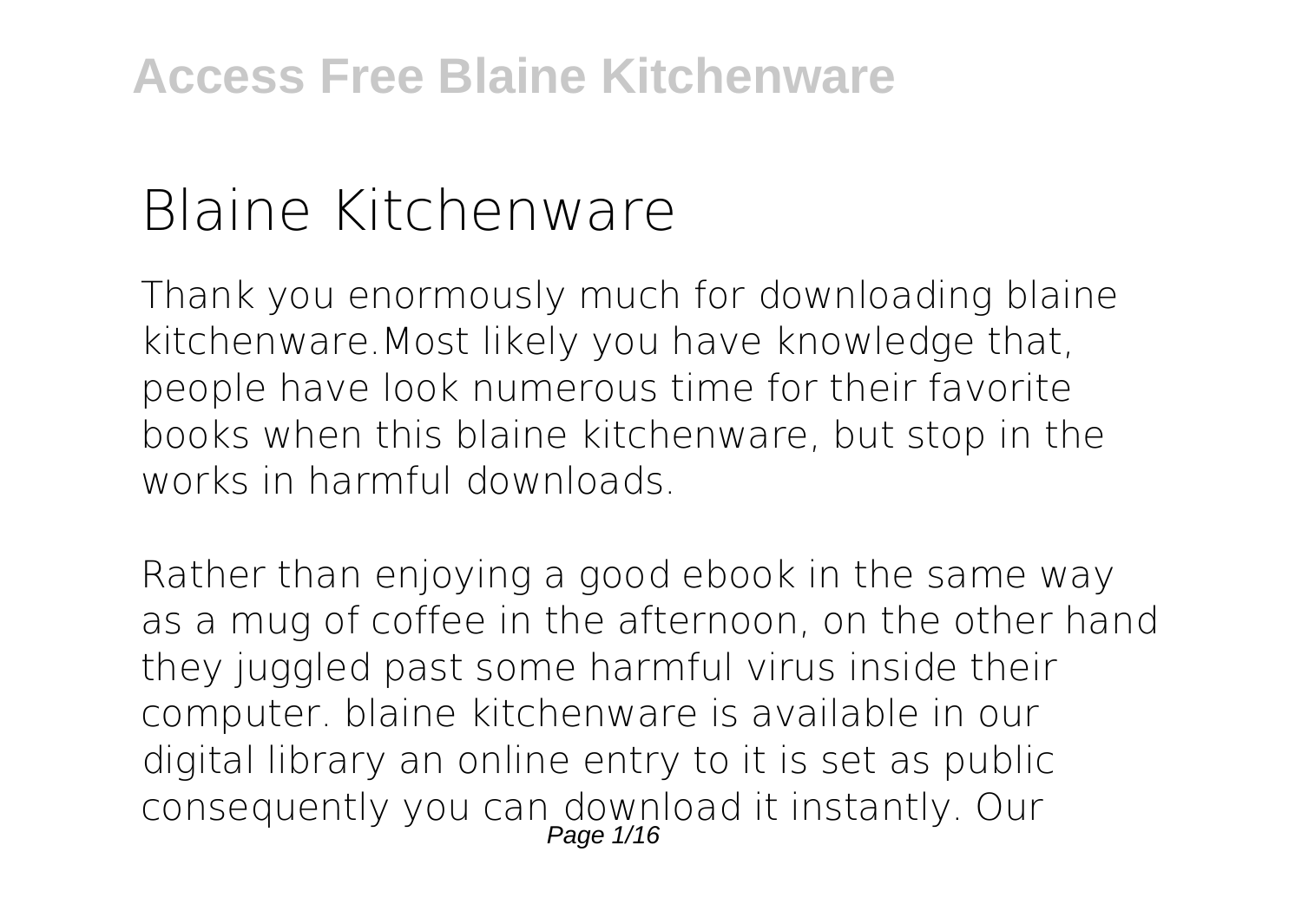# Blaine Kitchenware

Thank you enormously much for downloading blaine kitchenware.Most likely you have knowledge that, people have look numerous time for their favorite books when this blaine kitchenware, but stop in the works in harmful downloads.

Rather than enjoying a good ebook in the same way as a mug of coffee in the afternoon, on the other hand they juggled past some harmful virus inside their computer. blaine kitchenware is available in our digital library an online entry to it is set as public consequently you can download it instantly. Our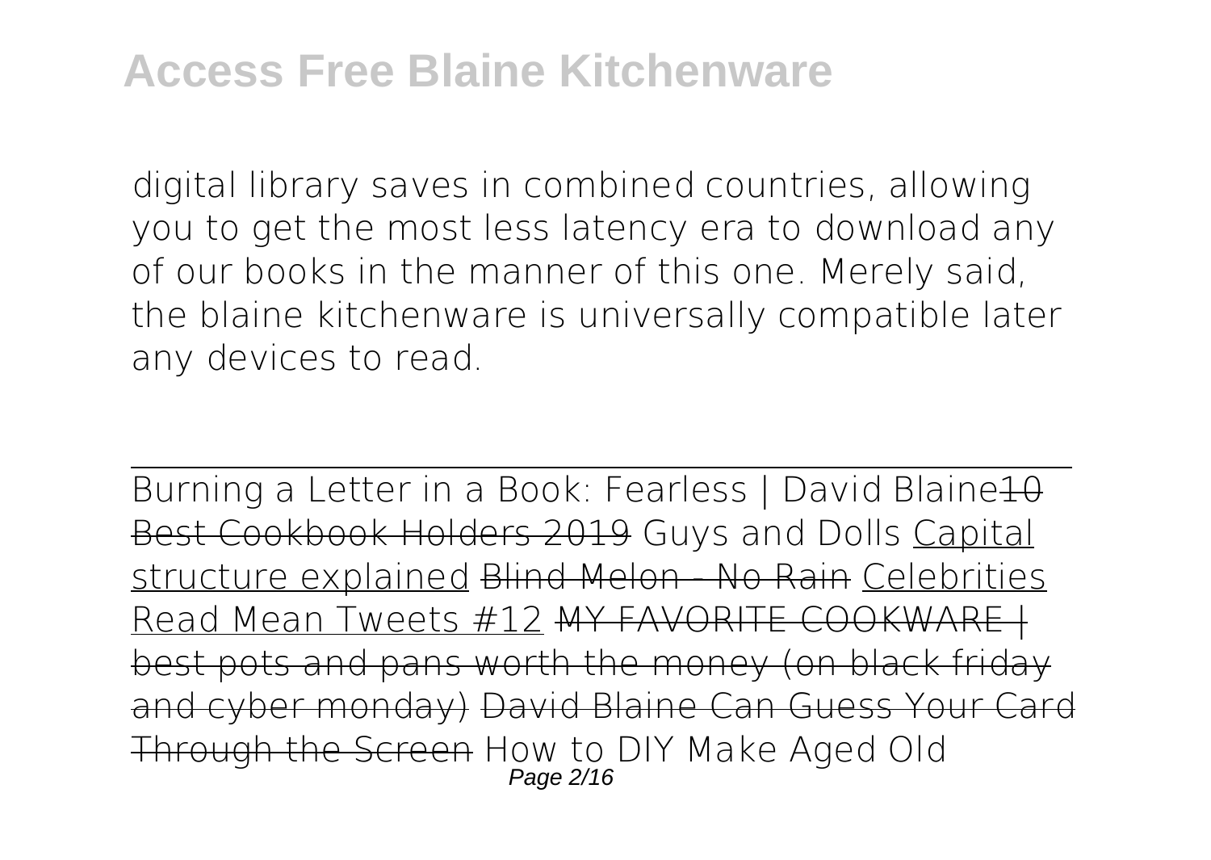digital library saves in combined countries, allowing you to get the most less latency era to download any of our books in the manner of this one. Merely said, the blaine kitchenware is universally compatible later any devices to read.

Burning a Letter in a Book: Fearless | David Blaine~~10 Best Cookbook Holders 2019~~ Guys and Dolls Capital structure explained ~~Blind Melon - No Rain~~ Celebrities Read Mean Tweets #12 ~~MY FAVORITE COOKWARE | best pots and pans worth the money (on black friday and cyber monday)~~ ~~David Blaine Can Guess Your Card Through the Screen~~ How to DIY Make Aged Old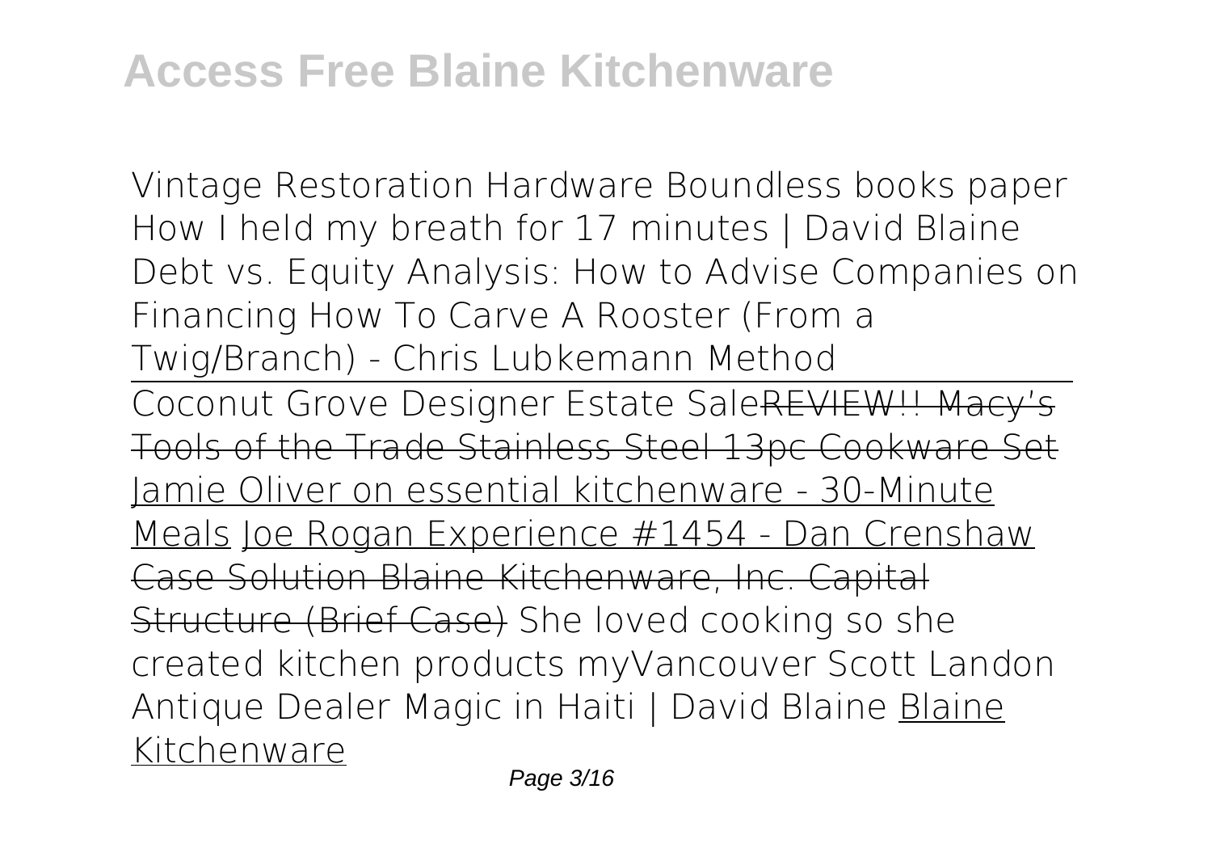Vintage Restoration Hardware Boundless books paper How I held my breath for 17 minutes | David Blaine Debt vs. Equity Analysis: How to Advise Companies on Financing How To Carve A Rooster (From a Twig/Branch) - Chris Lubkemann Method

Coconut Grove Designer Estate Sale~~REVIEW!! Macy's Tools of the Trade Stainless Steel 13pc Cookware Set~~ Jamie Oliver on essential kitchenware - 30-Minute Meals Joe Rogan Experience #1454 - Dan Crenshaw ~~Case Solution Blaine Kitchenware, Inc. Capital Structure (Brief Case)~~ She loved cooking so she created kitchen products myVancouver Scott Landon Antique Dealer Magic in Haiti | David Blaine Blaine Kitchenware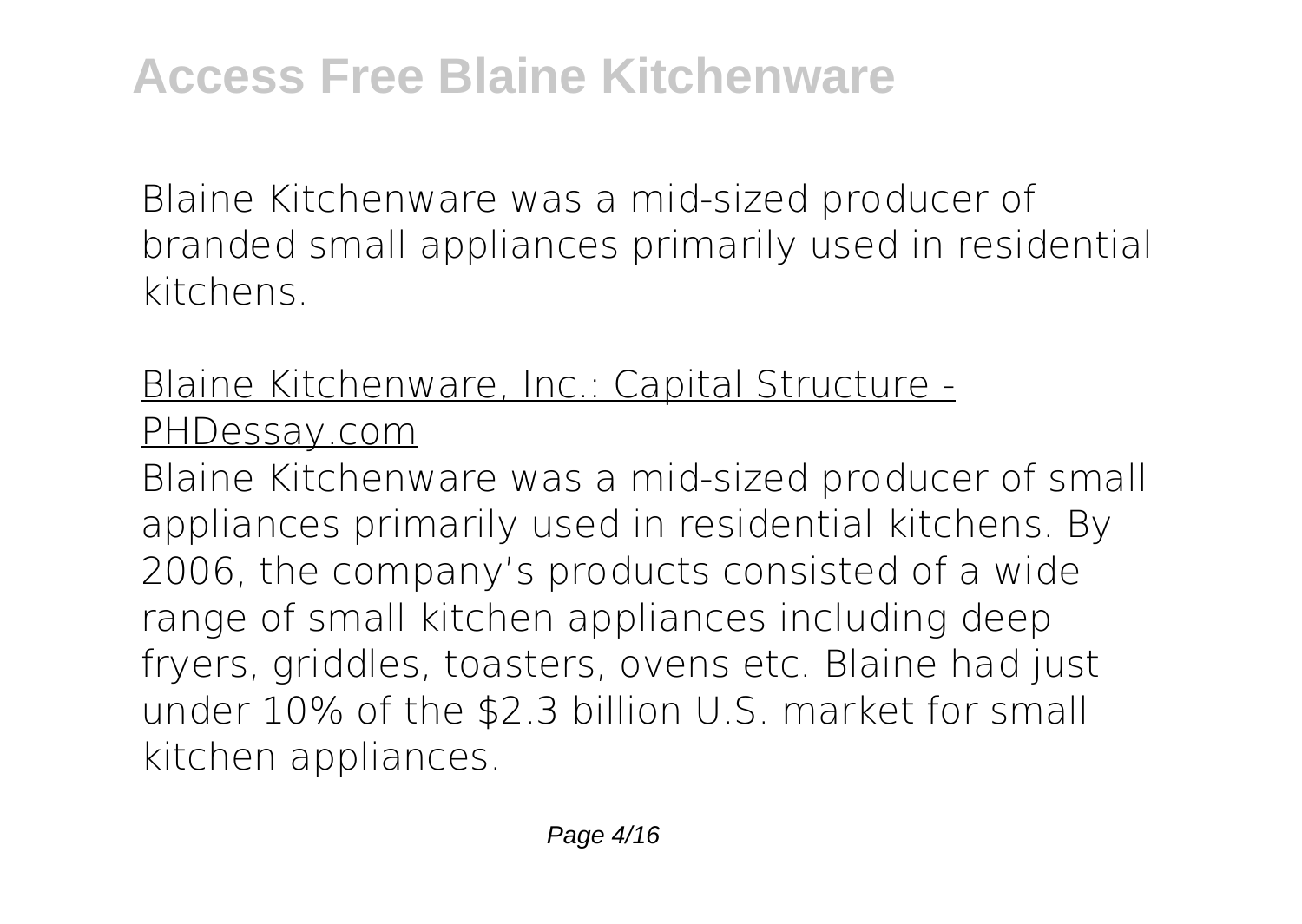Blaine Kitchenware was a mid-sized producer of branded small appliances primarily used in residential kitchens.

## Blaine Kitchenware, Inc.: Capital Structure - PHDessay.com

Blaine Kitchenware was a mid-sized producer of small appliances primarily used in residential kitchens. By 2006, the company's products consisted of a wide range of small kitchen appliances including deep fryers, griddles, toasters, ovens etc. Blaine had just under 10% of the $2.3 billion U.S. market for small kitchen appliances.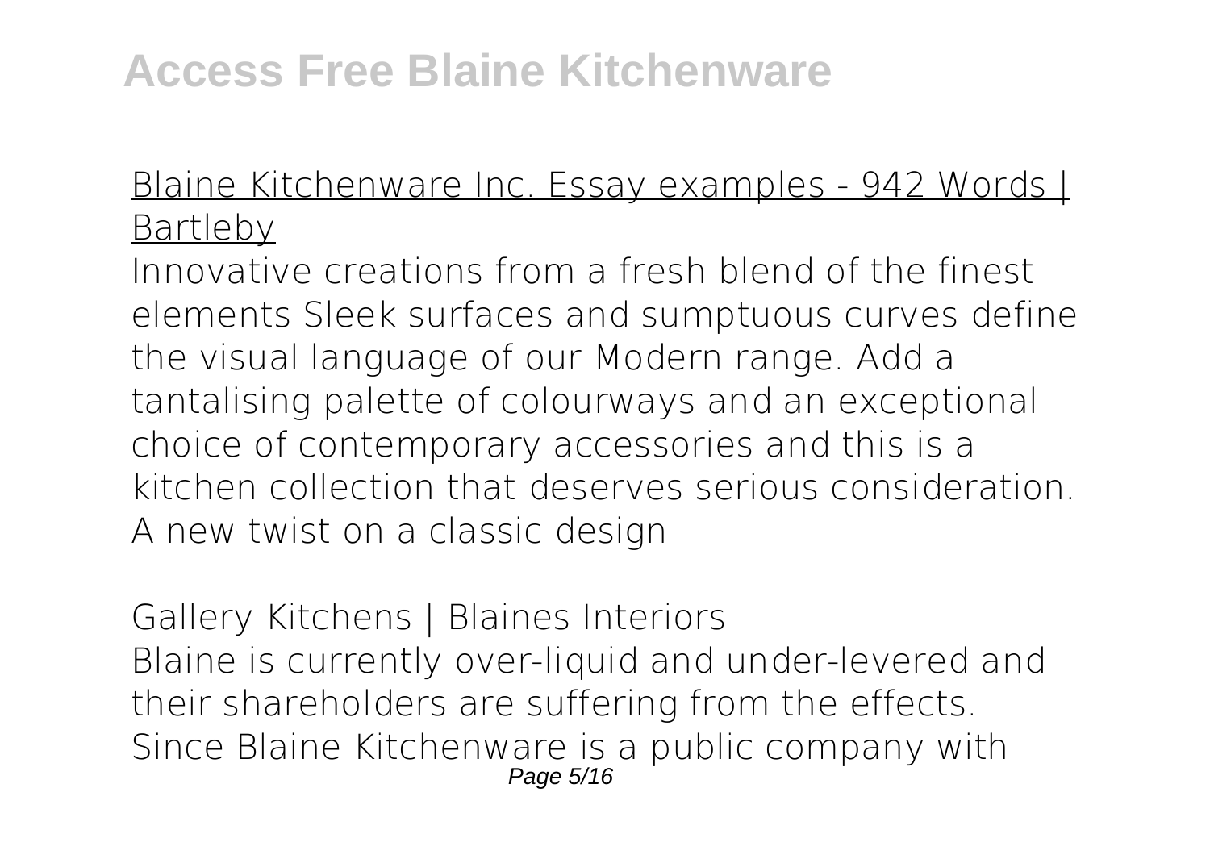Blaine Kitchenware Inc. Essay examples - 942 Words | Bartleby

Innovative creations from a fresh blend of the finest elements Sleek surfaces and sumptuous curves define the visual language of our Modern range. Add a tantalising palette of colourways and an exceptional choice of contemporary accessories and this is a kitchen collection that deserves serious consideration. A new twist on a classic design

Gallery Kitchens | Blaines Interiors

Blaine is currently over-liquid and under-levered and their shareholders are suffering from the effects. Since Blaine Kitchenware is a public company with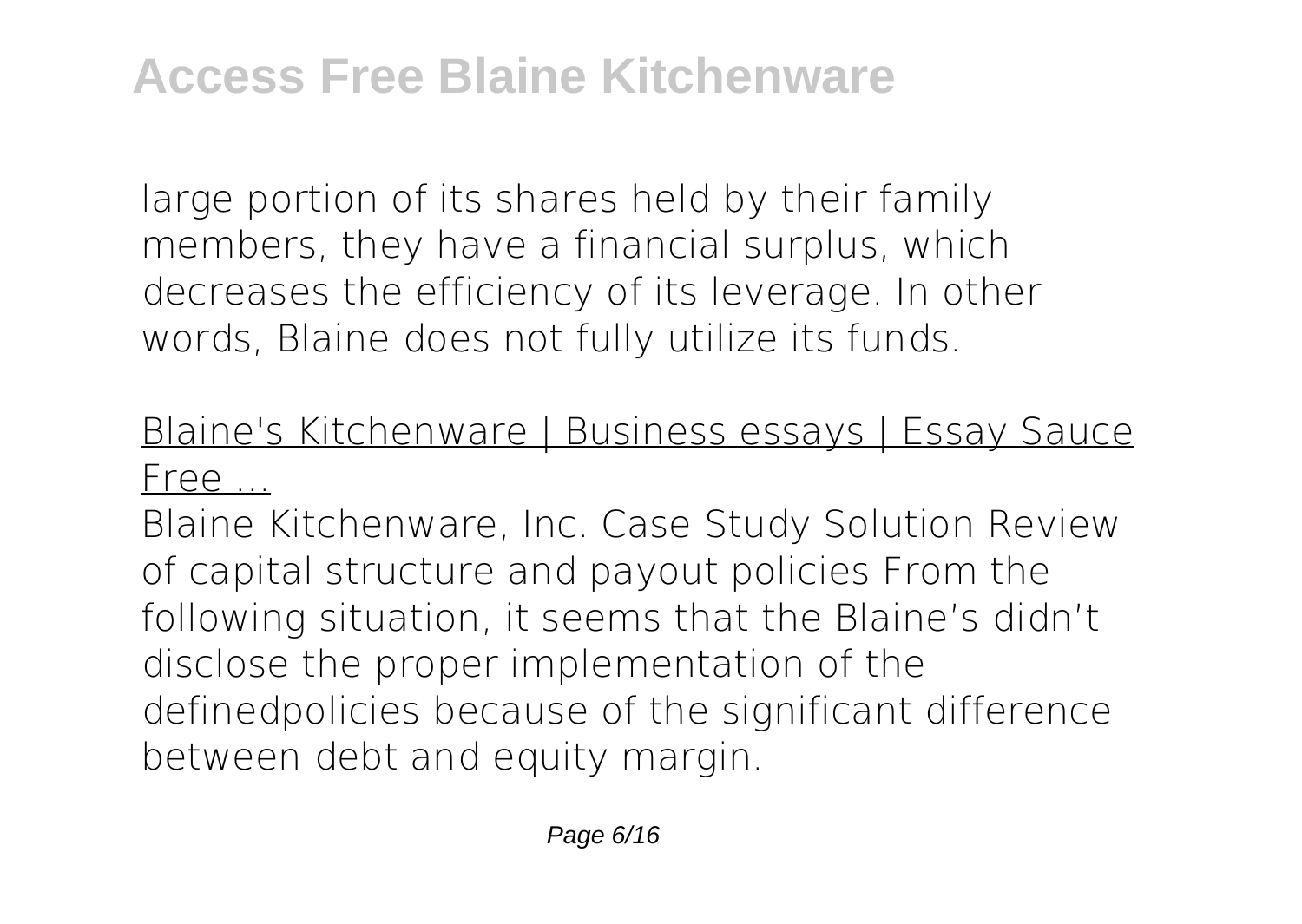large portion of its shares held by their family members, they have a financial surplus, which decreases the efficiency of its leverage. In other words, Blaine does not fully utilize its funds.

Blaine's Kitchenware | Business essays | Essay Sauce Free ...

Blaine Kitchenware, Inc. Case Study Solution Review of capital structure and payout policies From the following situation, it seems that the Blaine's didn't disclose the proper implementation of the definedpolicies because of the significant difference between debt and equity margin.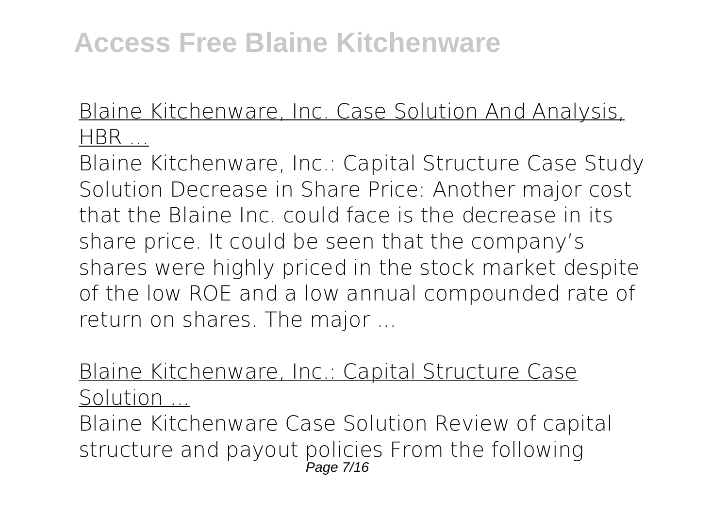Blaine Kitchenware, Inc. Case Solution And Analysis, HBR ...

Blaine Kitchenware, Inc.: Capital Structure Case Study Solution Decrease in Share Price: Another major cost that the Blaine Inc. could face is the decrease in its share price. It could be seen that the company's shares were highly priced in the stock market despite of the low ROE and a low annual compounded rate of return on shares. The major ...

Blaine Kitchenware, Inc.: Capital Structure Case Solution ...

Blaine Kitchenware Case Solution Review of capital structure and payout policies From the following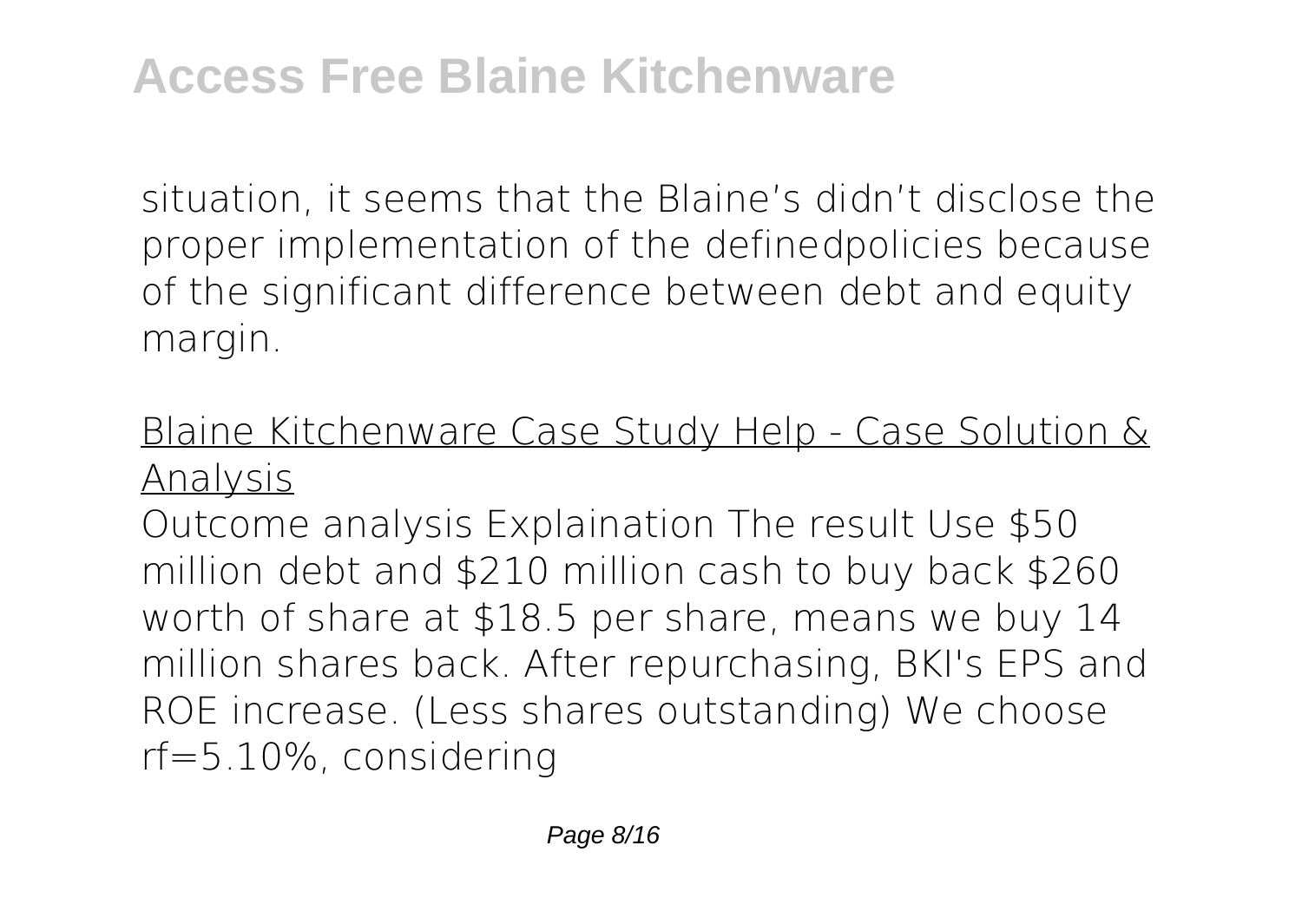situation, it seems that the Blaine's didn't disclose the proper implementation of the definedpolicies because of the significant difference between debt and equity margin.

## Blaine Kitchenware Case Study Help - Case Solution & Analysis

Outcome analysis Explaination The result Use $50 million debt and $210 million cash to buy back $260 worth of share at $18.5 per share, means we buy 14 million shares back. After repurchasing, BKI's EPS and ROE increase. (Less shares outstanding) We choose rf=5.10%, considering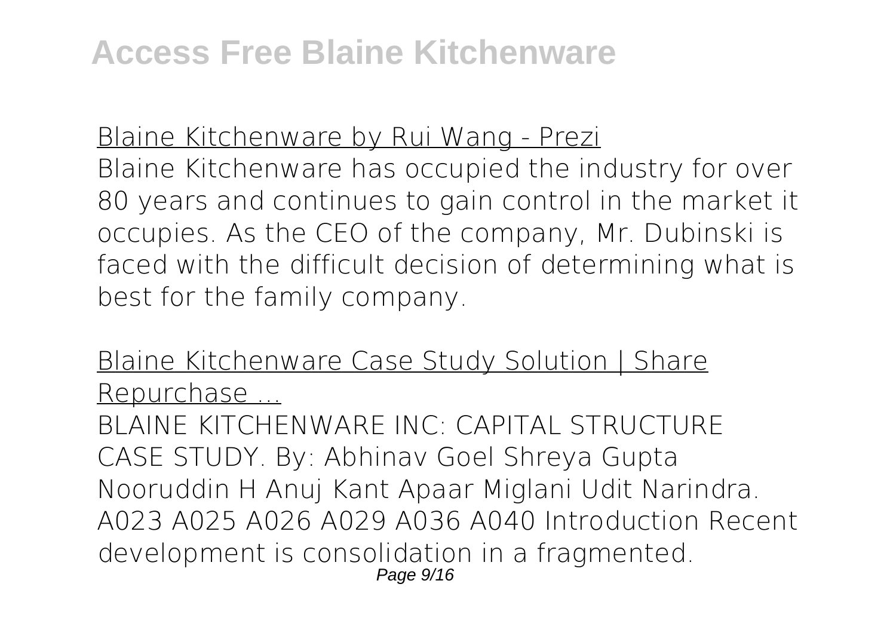Blaine Kitchenware by Rui Wang - Prezi

Blaine Kitchenware has occupied the industry for over 80 years and continues to gain control in the market it occupies. As the CEO of the company, Mr. Dubinski is faced with the difficult decision of determining what is best for the family company.

Blaine Kitchenware Case Study Solution | Share Repurchase ...

BLAINE KITCHENWARE INC: CAPITAL STRUCTURE CASE STUDY. By: Abhinav Goel Shreya Gupta Nooruddin H Anuj Kant Apaar Miglani Udit Narindra. A023 A025 A026 A029 A036 A040 Introduction Recent development is consolidation in a fragmented.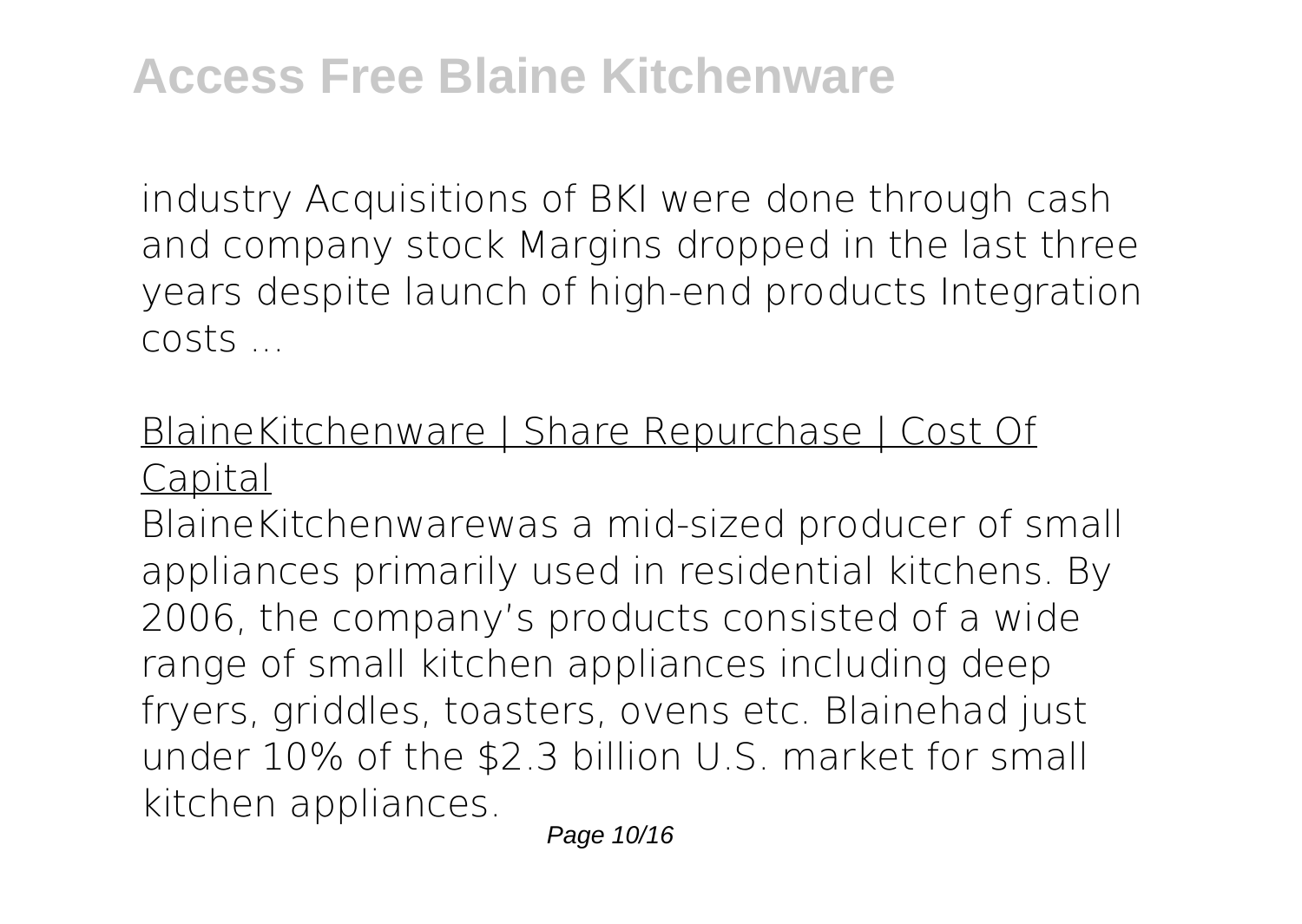industry Acquisitions of BKI were done through cash and company stock Margins dropped in the last three years despite launch of high-end products Integration costs ...

## BlaineKitchenware | Share Repurchase | Cost Of Capital

BlaineKitchenwarewas a mid-sized producer of small appliances primarily used in residential kitchens. By 2006, the company's products consisted of a wide range of small kitchen appliances including deep fryers, griddles, toasters, ovens etc. Blainehad just under 10% of the $2.3 billion U.S. market for small kitchen appliances.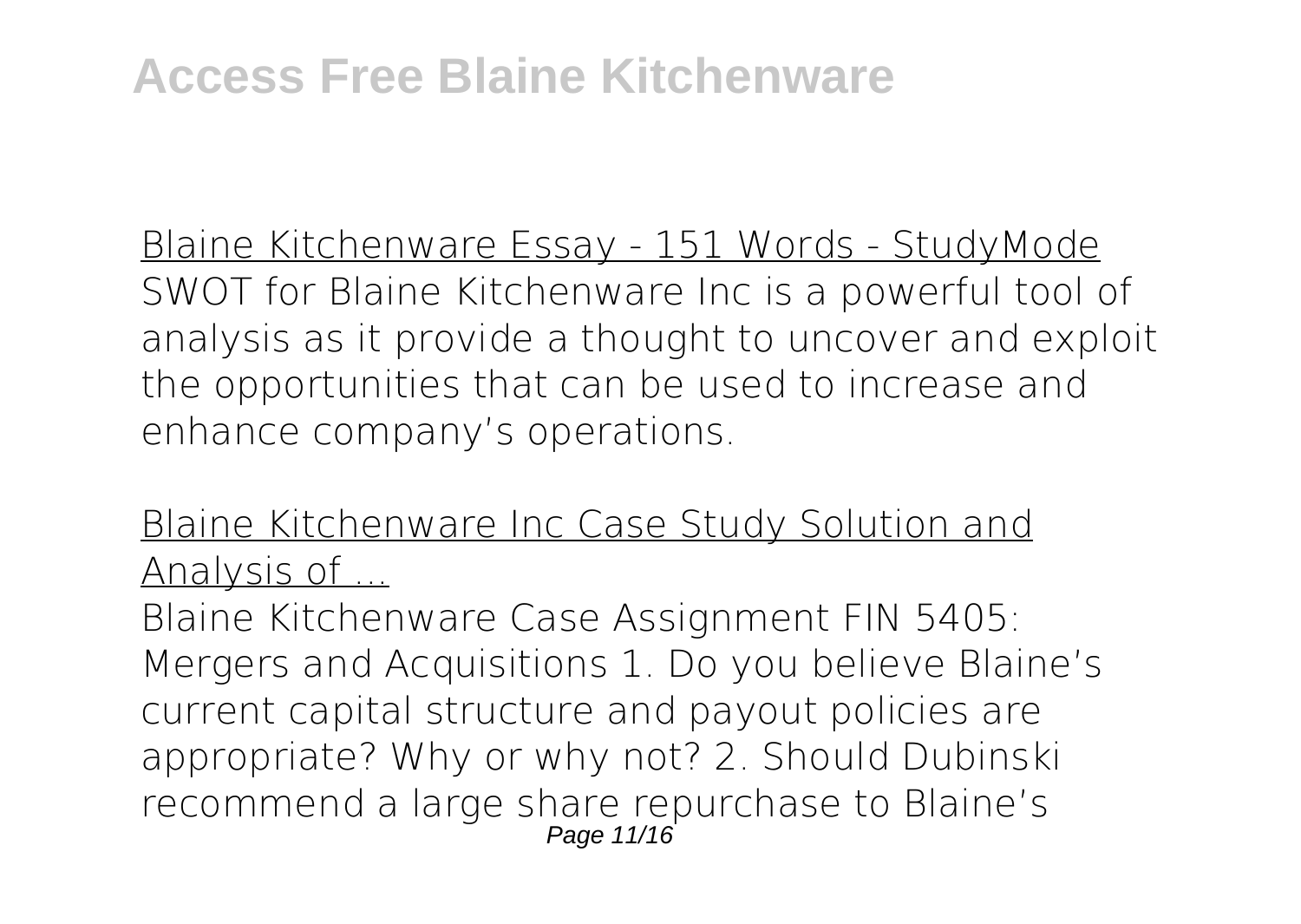Blaine Kitchenware Essay - 151 Words - StudyMode

SWOT for Blaine Kitchenware Inc is a powerful tool of analysis as it provide a thought to uncover and exploit the opportunities that can be used to increase and enhance company's operations.

Blaine Kitchenware Inc Case Study Solution and Analysis of ...

Blaine Kitchenware Case Assignment FIN 5405: Mergers and Acquisitions 1. Do you believe Blaine's current capital structure and payout policies are appropriate? Why or why not? 2. Should Dubinski recommend a large share repurchase to Blaine's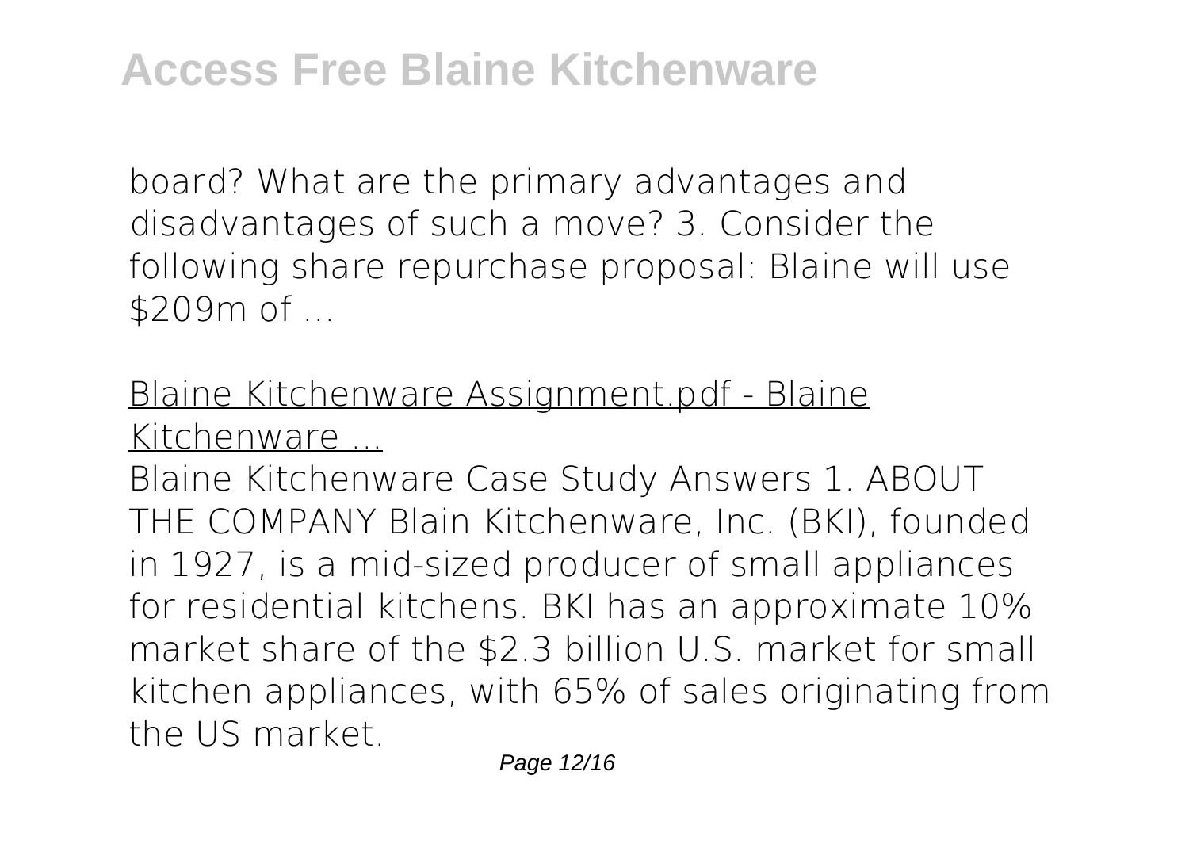board? What are the primary advantages and disadvantages of such a move? 3. Consider the following share repurchase proposal: Blaine will use $209m of ...

Blaine Kitchenware Assignment.pdf - Blaine Kitchenware ...

Blaine Kitchenware Case Study Answers 1. ABOUT THE COMPANY Blain Kitchenware, Inc. (BKI), founded in 1927, is a mid-sized producer of small appliances for residential kitchens. BKI has an approximate 10% market share of the $2.3 billion U.S. market for small kitchen appliances, with 65% of sales originating from the US market.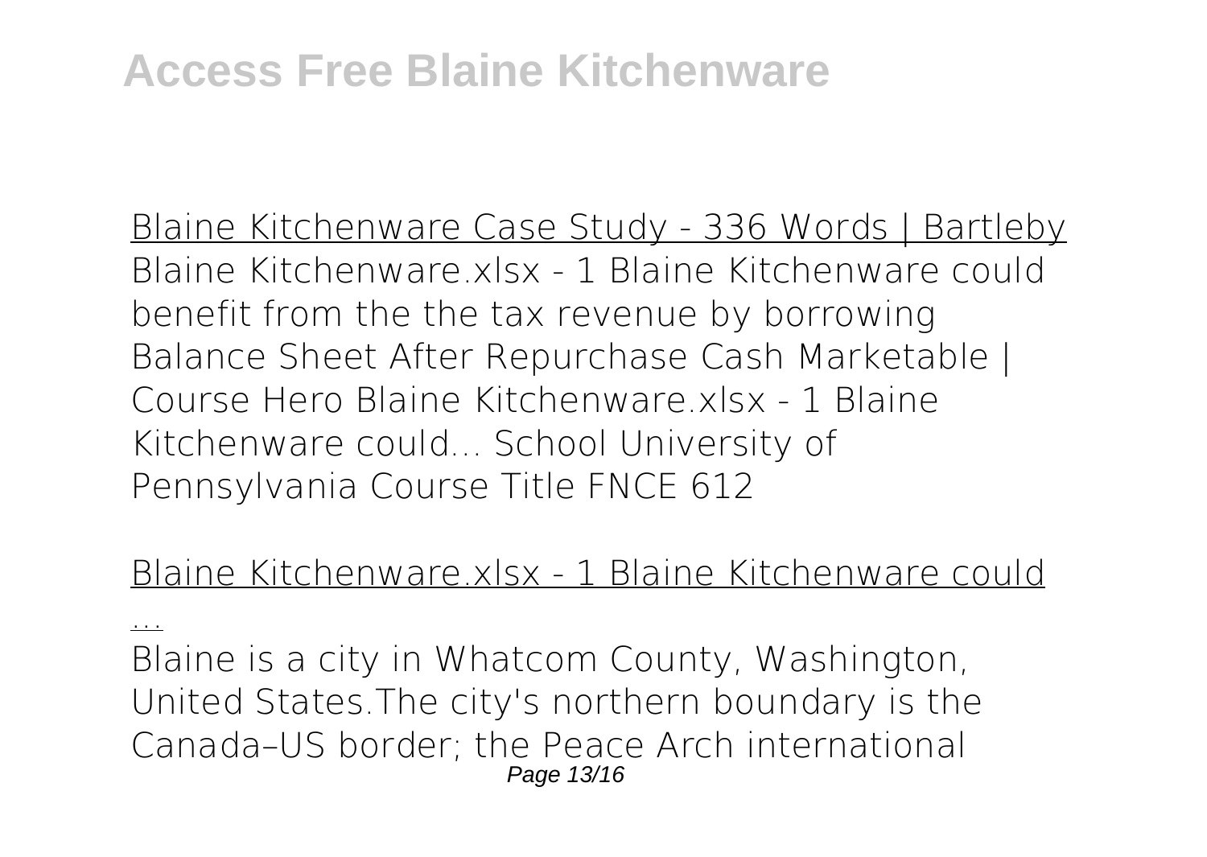Blaine Kitchenware Case Study - 336 Words | Bartleby

Blaine Kitchenware.xlsx - 1 Blaine Kitchenware could benefit from the the tax revenue by borrowing Balance Sheet After Repurchase Cash Marketable | Course Hero Blaine Kitchenware.xlsx - 1 Blaine Kitchenware could... School University of Pennsylvania Course Title FNCE 612

Blaine Kitchenware.xlsx - 1 Blaine Kitchenware could ...

Blaine is a city in Whatcom County, Washington, United States.The city's northern boundary is the Canada–US border; the Peace Arch international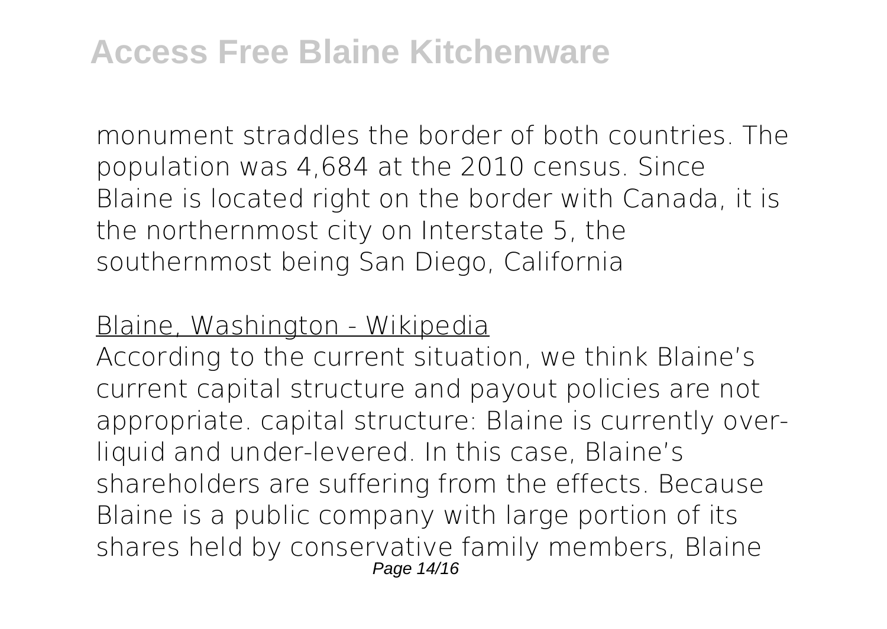monument straddles the border of both countries. The population was 4,684 at the 2010 census. Since Blaine is located right on the border with Canada, it is the northernmost city on Interstate 5, the southernmost being San Diego, California

Blaine, Washington - Wikipedia

According to the current situation, we think Blaine's current capital structure and payout policies are not appropriate. capital structure: Blaine is currently over-liquid and under-levered. In this case, Blaine's shareholders are suffering from the effects. Because Blaine is a public company with large portion of its shares held by conservative family members, Blaine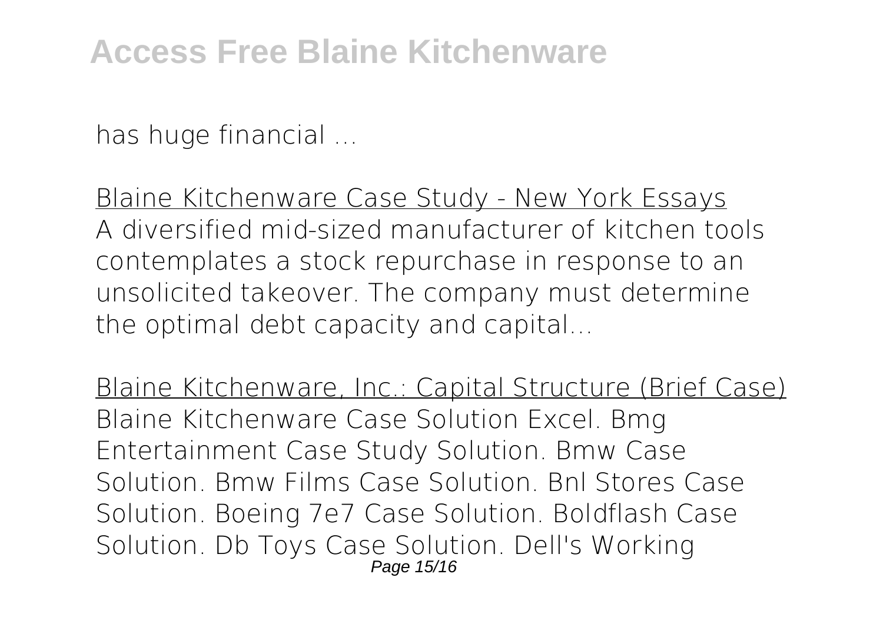has huge financial ...

Blaine Kitchenware Case Study - New York Essays

A diversified mid-sized manufacturer of kitchen tools contemplates a stock repurchase in response to an unsolicited takeover. The company must determine the optimal debt capacity and capital...

Blaine Kitchenware, Inc.: Capital Structure (Brief Case)

Blaine Kitchenware Case Solution Excel. Bmg Entertainment Case Study Solution. Bmw Case Solution. Bmw Films Case Solution. Bnl Stores Case Solution. Boeing 7e7 Case Solution. Boldflash Case Solution. Db Toys Case Solution. Dell's Working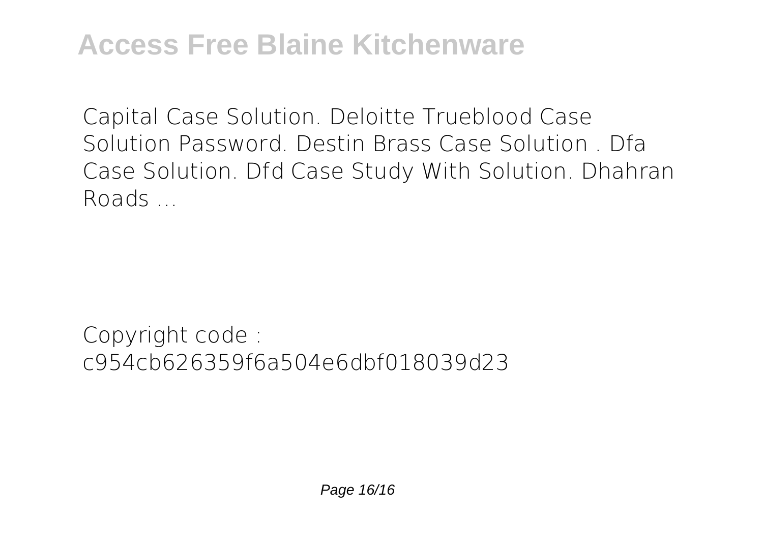Capital Case Solution. Deloitte Trueblood Case Solution Password. Destin Brass Case Solution . Dfa Case Solution. Dfd Case Study With Solution. Dhahran Roads ...

Copyright code : c954cb626359f6a504e6dbf018039d23